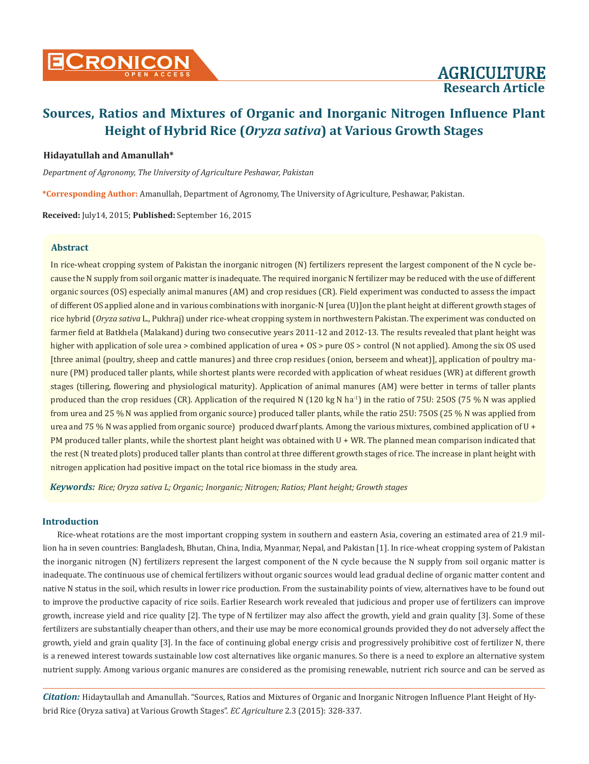# Sources, Ratios and Mixtures of Organic and Inorganic Nitrogen Influence Plant Height of Hybrid Rice (*Oryza sativa*) at Various Growth Stages

**Hidayatullah and Amanullah***

*Department of Agronomy, The University of Agriculture Peshawar, Pakistan*

**\*Corresponding Author:** Amanullah, Department of Agronomy, The University of Agriculture, Peshawar, Pakistan.

**Received:** July14, 2015; **Published:** September 16, 2015

## Abstract

In rice-wheat cropping system of Pakistan the inorganic nitrogen (N) fertilizers represent the largest component of the N cycle because the N supply from soil organic matter is inadequate. The required inorganic N fertilizer may be reduced with the use of different organic sources (OS) especially animal manures (AM) and crop residues (CR). Field experiment was conducted to assess the impact of different OS applied alone and in various combinations with inorganic-N [urea (U)]on the plant height at different growth stages of rice hybrid (*Oryza sativa* L., Pukhraj) under rice-wheat cropping system in northwestern Pakistan. The experiment was conducted on farmer field at Batkhela (Malakand) during two consecutive years 2011-12 and 2012-13. The results revealed that plant height was higher with application of sole urea > combined application of urea + OS > pure OS > control (N not applied). Among the six OS used [three animal (poultry, sheep and cattle manures) and three crop residues (onion, berseem and wheat)], application of poultry manure (PM) produced taller plants, while shortest plants were recorded with application of wheat residues (WR) at different growth stages (tillering, flowering and physiological maturity). Application of animal manures (AM) were better in terms of taller plants produced than the crop residues (CR). Application of the required N (120 kg N $ha^{-1}$) in the ratio of 75U: 25OS (75 % N was applied from urea and 25 % N was applied from organic source) produced taller plants, while the ratio 25U: 75OS (25 % N was applied from urea and 75 % N was applied from organic source) produced dwarf plants. Among the various mixtures, combined application of U + PM produced taller plants, while the shortest plant height was obtained with U + WR. The planned mean comparison indicated that the rest (N treated plots) produced taller plants than control at three different growth stages of rice. The increase in plant height with nitrogen application had positive impact on the total rice biomass in the study area.

***Keywords:*** *Rice; Oryza sativa L; Organic; Inorganic; Nitrogen; Ratios; Plant height; Growth stages*

## Introduction

Rice-wheat rotations are the most important cropping system in southern and eastern Asia, covering an estimated area of 21.9 million ha in seven countries: Bangladesh, Bhutan, China, India, Myanmar, Nepal, and Pakistan [1]. In rice-wheat cropping system of Pakistan the inorganic nitrogen (N) fertilizers represent the largest component of the N cycle because the N supply from soil organic matter is inadequate. The continuous use of chemical fertilizers without organic sources would lead gradual decline of organic matter content and native N status in the soil, which results in lower rice production. From the sustainability points of view, alternatives have to be found out to improve the productive capacity of rice soils. Earlier Research work revealed that judicious and proper use of fertilizers can improve growth, increase yield and rice quality [2]. The type of N fertilizer may also affect the growth, yield and grain quality [3]. Some of these fertilizers are substantially cheaper than others, and their use may be more economical grounds provided they do not adversely affect the growth, yield and grain quality [3]. In the face of continuing global energy crisis and progressively prohibitive cost of fertilizer N, there is a renewed interest towards sustainable low cost alternatives like organic manures. So there is a need to explore an alternative system nutrient supply. Among various organic manures are considered as the promising renewable, nutrient rich source and can be served as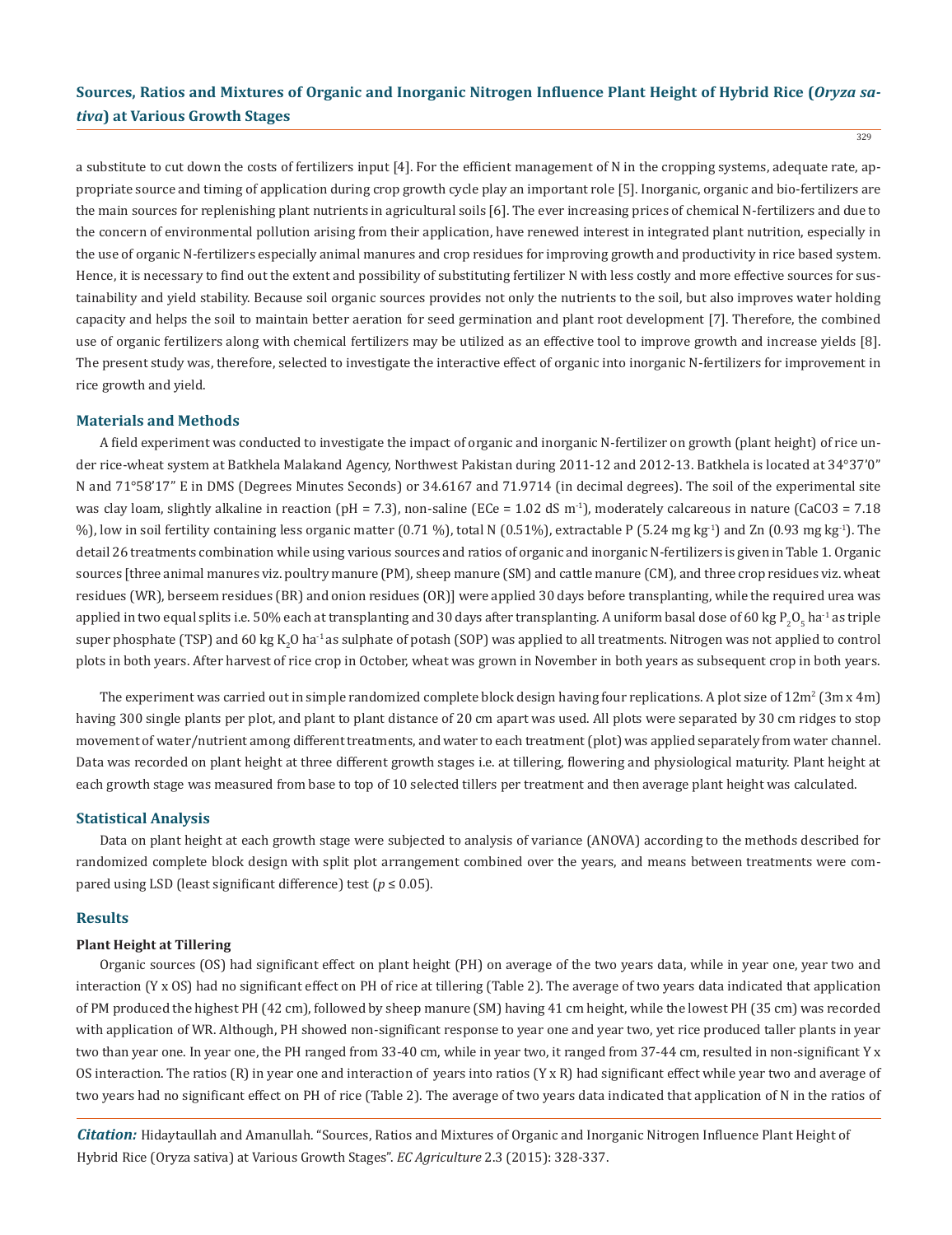a substitute to cut down the costs of fertilizers input [4]. For the efficient management of N in the cropping systems, adequate rate, appropriate source and timing of application during crop growth cycle play an important role [5]. Inorganic, organic and bio-fertilizers are the main sources for replenishing plant nutrients in agricultural soils [6]. The ever increasing prices of chemical N-fertilizers and due to the concern of environmental pollution arising from their application, have renewed interest in integrated plant nutrition, especially in the use of organic N-fertilizers especially animal manures and crop residues for improving growth and productivity in rice based system. Hence, it is necessary to find out the extent and possibility of substituting fertilizer N with less costly and more effective sources for sustainability and yield stability. Because soil organic sources provides not only the nutrients to the soil, but also improves water holding capacity and helps the soil to maintain better aeration for seed germination and plant root development [7]. Therefore, the combined use of organic fertilizers along with chemical fertilizers may be utilized as an effective tool to improve growth and increase yields [8]. The present study was, therefore, selected to investigate the interactive effect of organic into inorganic N-fertilizers for improvement in rice growth and yield.

## Materials and Methods

A field experiment was conducted to investigate the impact of organic and inorganic N-fertilizer on growth (plant height) of rice under rice-wheat system at Batkhela Malakand Agency, Northwest Pakistan during 2011-12 and 2012-13. Batkhela is located at 34°37'0" N and 71°58'17" E in DMS (Degrees Minutes Seconds) or 34.6167 and 71.9714 (in decimal degrees). The soil of the experimental site was clay loam, slightly alkaline in reaction (pH = 7.3), non-saline (ECe = 1.02 dS $m^{-1}$), moderately calcareous in nature ($CaCO_3$ = 7.18 %), low in soil fertility containing less organic matter (0.71 %), total N (0.51%), extractable P (5.24 mg $kg^{-1}$) and Zn (0.93 mg $kg^{-1}$). The detail 26 treatments combination while using various sources and ratios of organic and inorganic N-fertilizers is given in Table 1. Organic sources [three animal manures viz. poultry manure (PM), sheep manure (SM) and cattle manure (CM), and three crop residues viz. wheat residues (WR), berseem residues (BR) and onion residues (OR)] were applied 30 days before transplanting, while the required urea was applied in two equal splits i.e. 50% each at transplanting and 30 days after transplanting. A uniform basal dose of 60 kg $P_2O_5$ $ha^{-1}$ as triple super phosphate (TSP) and 60 kg $K_2O$ $ha^{-1}$ as sulphate of potash (SOP) was applied to all treatments. Nitrogen was not applied to control plots in both years. After harvest of rice crop in October, wheat was grown in November in both years as subsequent crop in both years.

The experiment was carried out in simple randomized complete block design having four replications. A plot size of 12$m^2$ (3m x 4m) having 300 single plants per plot, and plant to plant distance of 20 cm apart was used. All plots were separated by 30 cm ridges to stop movement of water/nutrient among different treatments, and water to each treatment (plot) was applied separately from water channel. Data was recorded on plant height at three different growth stages i.e. at tillering, flowering and physiological maturity. Plant height at each growth stage was measured from base to top of 10 selected tillers per treatment and then average plant height was calculated.

## Statistical Analysis

Data on plant height at each growth stage were subjected to analysis of variance (ANOVA) according to the methods described for randomized complete block design with split plot arrangement combined over the years, and means between treatments were compared using LSD (least significant difference) test ($p \leq 0.05$).

## Results

### Plant Height at Tillering

Organic sources (OS) had significant effect on plant height (PH) on average of the two years data, while in year one, year two and interaction (Y x OS) had no significant effect on PH of rice at tillering (Table 2). The average of two years data indicated that application of PM produced the highest PH (42 cm), followed by sheep manure (SM) having 41 cm height, while the lowest PH (35 cm) was recorded with application of WR. Although, PH showed non-significant response to year one and year two, yet rice produced taller plants in year two than year one. In year one, the PH ranged from 33-40 cm, while in year two, it ranged from 37-44 cm, resulted in non-significant Y x OS interaction. The ratios (R) in year one and interaction of years into ratios (Y x R) had significant effect while year two and average of two years had no significant effect on PH of rice (Table 2). The average of two years data indicated that application of N in the ratios of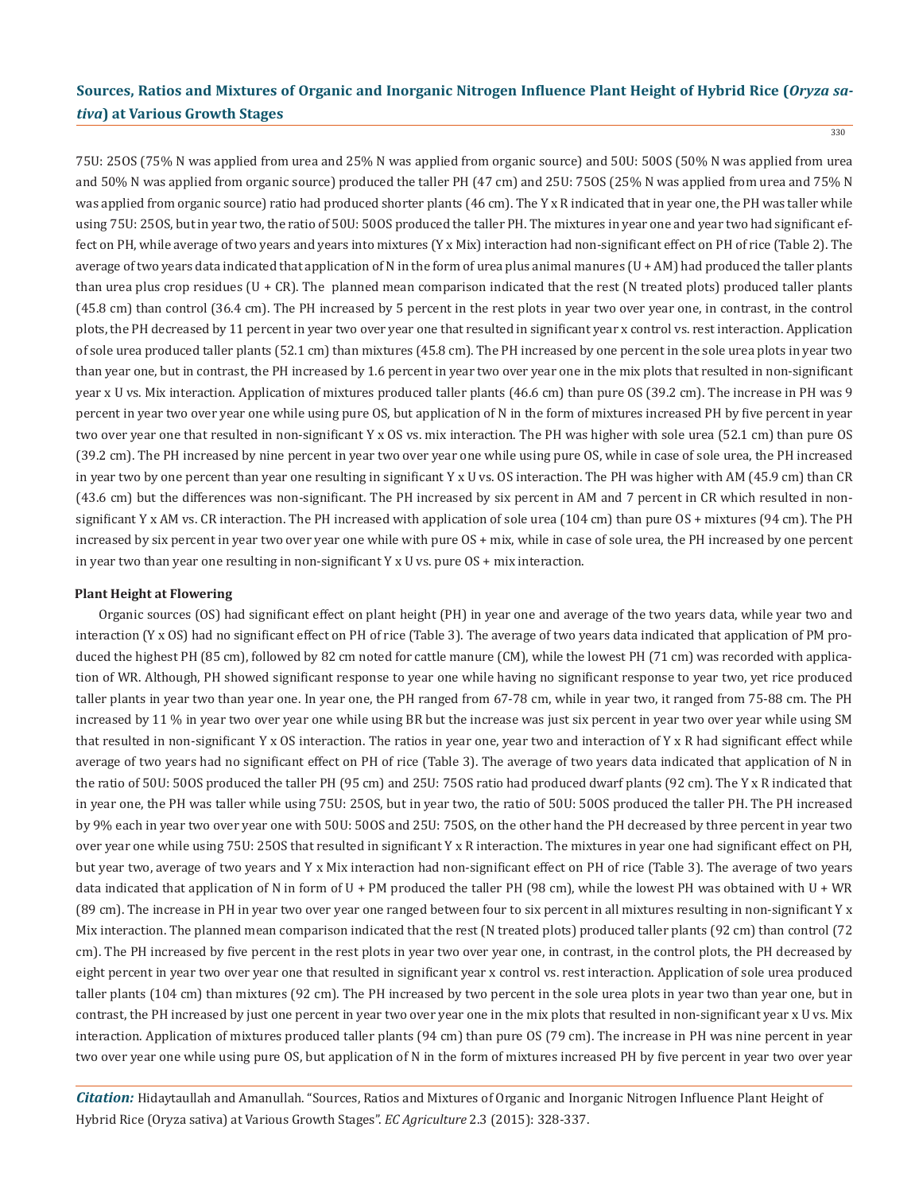75U: 25OS (75% N was applied from urea and 25% N was applied from organic source) and 50U: 50OS (50% N was applied from urea and 50% N was applied from organic source) produced the taller PH (47 cm) and 25U: 75OS (25% N was applied from urea and 75% N was applied from organic source) ratio had produced shorter plants (46 cm). The Y x R indicated that in year one, the PH was taller while using 75U: 25OS, but in year two, the ratio of 50U: 50OS produced the taller PH. The mixtures in year one and year two had significant effect on PH, while average of two years and years into mixtures (Y x Mix) interaction had non-significant effect on PH of rice (Table 2). The average of two years data indicated that application of N in the form of urea plus animal manures (U + AM) had produced the taller plants than urea plus crop residues (U + CR). The planned mean comparison indicated that the rest (N treated plots) produced taller plants (45.8 cm) than control (36.4 cm). The PH increased by 5 percent in the rest plots in year two over year one, in contrast, in the control plots, the PH decreased by 11 percent in year two over year one that resulted in significant year x control vs. rest interaction. Application of sole urea produced taller plants (52.1 cm) than mixtures (45.8 cm). The PH increased by one percent in the sole urea plots in year two than year one, but in contrast, the PH increased by 1.6 percent in year two over year one in the mix plots that resulted in non-significant year x U vs. Mix interaction. Application of mixtures produced taller plants (46.6 cm) than pure OS (39.2 cm). The increase in PH was 9 percent in year two over year one while using pure OS, but application of N in the form of mixtures increased PH by five percent in year two over year one that resulted in non-significant Y x OS vs. mix interaction. The PH was higher with sole urea (52.1 cm) than pure OS (39.2 cm). The PH increased by nine percent in year two over year one while using pure OS, while in case of sole urea, the PH increased in year two by one percent than year one resulting in significant Y x U vs. OS interaction. The PH was higher with AM (45.9 cm) than CR (43.6 cm) but the differences was non-significant. The PH increased by six percent in AM and 7 percent in CR which resulted in non-significant Y x AM vs. CR interaction. The PH increased with application of sole urea (104 cm) than pure OS + mixtures (94 cm). The PH increased by six percent in year two over year one while with pure OS + mix, while in case of sole urea, the PH increased by one percent in year two than year one resulting in non-significant Y x U vs. pure OS + mix interaction.

#### Plant Height at Flowering

Organic sources (OS) had significant effect on plant height (PH) in year one and average of the two years data, while year two and interaction (Y x OS) had no significant effect on PH of rice (Table 3). The average of two years data indicated that application of PM produced the highest PH (85 cm), followed by 82 cm noted for cattle manure (CM), while the lowest PH (71 cm) was recorded with application of WR. Although, PH showed significant response to year one while having no significant response to year two, yet rice produced taller plants in year two than year one. In year one, the PH ranged from 67-78 cm, while in year two, it ranged from 75-88 cm. The PH increased by 11 % in year two over year one while using BR but the increase was just six percent in year two over year while using SM that resulted in non-significant Y x OS interaction. The ratios in year one, year two and interaction of Y x R had significant effect while average of two years had no significant effect on PH of rice (Table 3). The average of two years data indicated that application of N in the ratio of 50U: 50OS produced the taller PH (95 cm) and 25U: 75OS ratio had produced dwarf plants (92 cm). The Y x R indicated that in year one, the PH was taller while using 75U: 25OS, but in year two, the ratio of 50U: 50OS produced the taller PH. The PH increased by 9% each in year two over year one with 50U: 50OS and 25U: 75OS, on the other hand the PH decreased by three percent in year two over year one while using 75U: 25OS that resulted in significant Y x R interaction. The mixtures in year one had significant effect on PH, but year two, average of two years and Y x Mix interaction had non-significant effect on PH of rice (Table 3). The average of two years data indicated that application of N in form of U + PM produced the taller PH (98 cm), while the lowest PH was obtained with U + WR (89 cm). The increase in PH in year two over year one ranged between four to six percent in all mixtures resulting in non-significant Y x Mix interaction. The planned mean comparison indicated that the rest (N treated plots) produced taller plants (92 cm) than control (72 cm). The PH increased by five percent in the rest plots in year two over year one, in contrast, in the control plots, the PH decreased by eight percent in year two over year one that resulted in significant year x control vs. rest interaction. Application of sole urea produced taller plants (104 cm) than mixtures (92 cm). The PH increased by two percent in the sole urea plots in year two than year one, but in contrast, the PH increased by just one percent in year two over year one in the mix plots that resulted in non-significant year x U vs. Mix interaction. Application of mixtures produced taller plants (94 cm) than pure OS (79 cm). The increase in PH was nine percent in year two over year one while using pure OS, but application of N in the form of mixtures increased PH by five percent in year two over year

*Citation:* Hidaytaullah and Amanullah. "Sources, Ratios and Mixtures of Organic and Inorganic Nitrogen Influence Plant Height of Hybrid Rice (Oryza sativa) at Various Growth Stages". *EC Agriculture* 2.3 (2015): 328-337.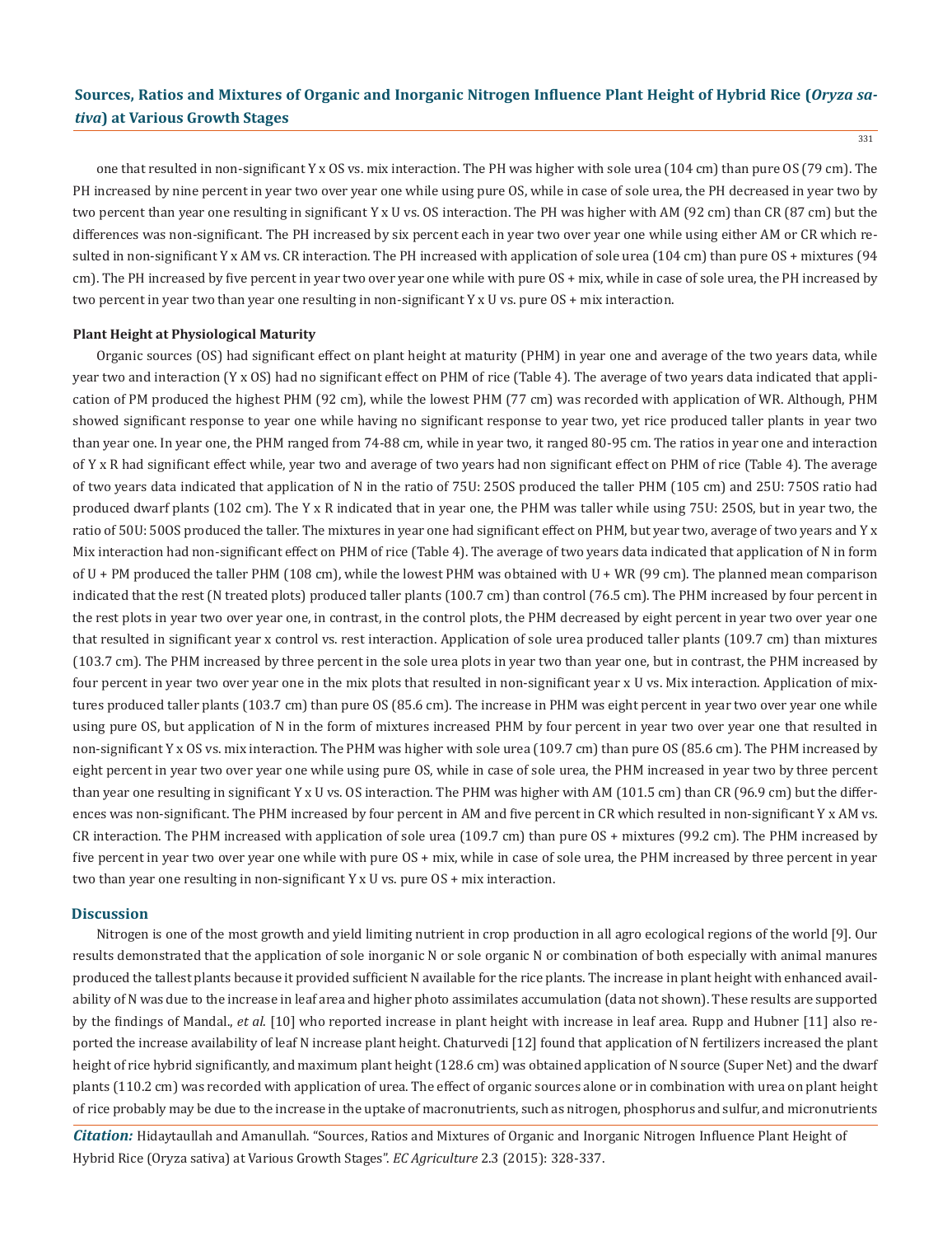one that resulted in non-significant Y x OS vs. mix interaction. The PH was higher with sole urea (104 cm) than pure OS (79 cm). The PH increased by nine percent in year two over year one while using pure OS, while in case of sole urea, the PH decreased in year two by two percent than year one resulting in significant Y x U vs. OS interaction. The PH was higher with AM (92 cm) than CR (87 cm) but the differences was non-significant. The PH increased by six percent each in year two over year one while using either AM or CR which resulted in non-significant Y x AM vs. CR interaction. The PH increased with application of sole urea (104 cm) than pure OS + mixtures (94 cm). The PH increased by five percent in year two over year one while with pure OS + mix, while in case of sole urea, the PH increased by two percent in year two than year one resulting in non-significant Y x U vs. pure OS + mix interaction.

### Plant Height at Physiological Maturity

Organic sources (OS) had significant effect on plant height at maturity (PHM) in year one and average of the two years data, while year two and interaction (Y x OS) had no significant effect on PHM of rice (Table 4). The average of two years data indicated that application of PM produced the highest PHM (92 cm), while the lowest PHM (77 cm) was recorded with application of WR. Although, PHM showed significant response to year one while having no significant response to year two, yet rice produced taller plants in year two than year one. In year one, the PHM ranged from 74-88 cm, while in year two, it ranged 80-95 cm. The ratios in year one and interaction of Y x R had significant effect while, year two and average of two years had non significant effect on PHM of rice (Table 4). The average of two years data indicated that application of N in the ratio of 75U: 25OS produced the taller PHM (105 cm) and 25U: 75OS ratio had produced dwarf plants (102 cm). The Y x R indicated that in year one, the PHM was taller while using 75U: 25OS, but in year two, the ratio of 50U: 50OS produced the taller. The mixtures in year one had significant effect on PHM, but year two, average of two years and Y x Mix interaction had non-significant effect on PHM of rice (Table 4). The average of two years data indicated that application of N in form of U + PM produced the taller PHM (108 cm), while the lowest PHM was obtained with U + WR (99 cm). The planned mean comparison indicated that the rest (N treated plots) produced taller plants (100.7 cm) than control (76.5 cm). The PHM increased by four percent in the rest plots in year two over year one, in contrast, in the control plots, the PHM decreased by eight percent in year two over year one that resulted in significant year x control vs. rest interaction. Application of sole urea produced taller plants (109.7 cm) than mixtures (103.7 cm). The PHM increased by three percent in the sole urea plots in year two than year one, but in contrast, the PHM increased by four percent in year two over year one in the mix plots that resulted in non-significant year x U vs. Mix interaction. Application of mixtures produced taller plants (103.7 cm) than pure OS (85.6 cm). The increase in PHM was eight percent in year two over year one while using pure OS, but application of N in the form of mixtures increased PHM by four percent in year two over year one that resulted in non-significant Y x OS vs. mix interaction. The PHM was higher with sole urea (109.7 cm) than pure OS (85.6 cm). The PHM increased by eight percent in year two over year one while using pure OS, while in case of sole urea, the PHM increased in year two by three percent than year one resulting in significant Y x U vs. OS interaction. The PHM was higher with AM (101.5 cm) than CR (96.9 cm) but the differences was non-significant. The PHM increased by four percent in AM and five percent in CR which resulted in non-significant Y x AM vs. CR interaction. The PHM increased with application of sole urea (109.7 cm) than pure OS + mixtures (99.2 cm). The PHM increased by five percent in year two over year one while with pure OS + mix, while in case of sole urea, the PHM increased by three percent in year two than year one resulting in non-significant Y x U vs. pure OS + mix interaction.

## Discussion

Nitrogen is one of the most growth and yield limiting nutrient in crop production in all agro ecological regions of the world [9]. Our results demonstrated that the application of sole inorganic N or sole organic N or combination of both especially with animal manures produced the tallest plants because it provided sufficient N available for the rice plants. The increase in plant height with enhanced availability of N was due to the increase in leaf area and higher photo assimilates accumulation (data not shown). These results are supported by the findings of Mandal., *et al.* [10] who reported increase in plant height with increase in leaf area. Rupp and Hubner [11] also reported the increase availability of leaf N increase plant height. Chaturvedi [12] found that application of N fertilizers increased the plant height of rice hybrid significantly, and maximum plant height (128.6 cm) was obtained application of N source (Super Net) and the dwarf plants (110.2 cm) was recorded with application of urea. The effect of organic sources alone or in combination with urea on plant height of rice probably may be due to the increase in the uptake of macronutrients, such as nitrogen, phosphorus and sulfur, and micronutrients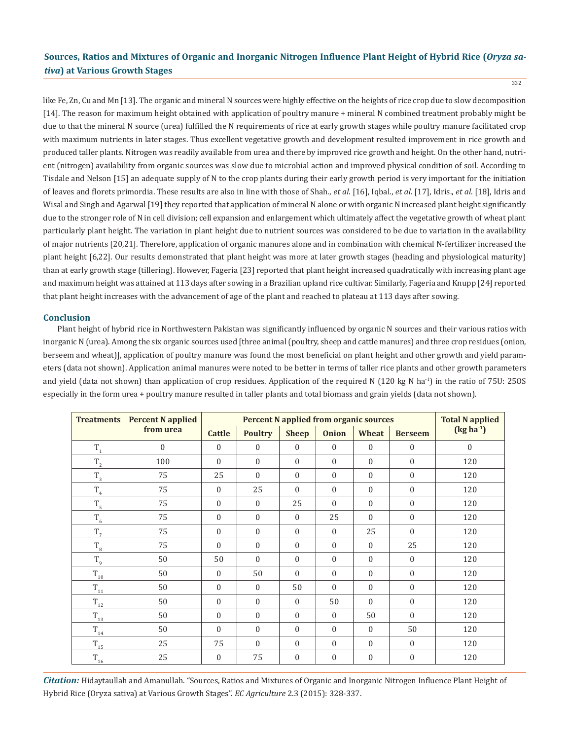like Fe, Zn, Cu and Mn [13]. The organic and mineral N sources were highly effective on the heights of rice crop due to slow decomposition [14]. The reason for maximum height obtained with application of poultry manure + mineral N combined treatment probably might be due to that the mineral N source (urea) fulfilled the N requirements of rice at early growth stages while poultry manure facilitated crop with maximum nutrients in later stages. Thus excellent vegetative growth and development resulted improvement in rice growth and produced taller plants. Nitrogen was readily available from urea and there by improved rice growth and height. On the other hand, nutrient (nitrogen) availability from organic sources was slow due to microbial action and improved physical condition of soil. According to Tisdale and Nelson [15] an adequate supply of N to the crop plants during their early growth period is very important for the initiation of leaves and florets primordia. These results are also in line with those of Shah., *et al*. [16], Iqbal., *et al*. [17], Idris., *et al*. [18], Idris and Wisal and Singh and Agarwal [19] they reported that application of mineral N alone or with organic N increased plant height significantly due to the stronger role of N in cell division; cell expansion and enlargement which ultimately affect the vegetative growth of wheat plant particularly plant height. The variation in plant height due to nutrient sources was considered to be due to variation in the availability of major nutrients [20,21]. Therefore, application of organic manures alone and in combination with chemical N-fertilizer increased the plant height [6,22]. Our results demonstrated that plant height was more at later growth stages (heading and physiological maturity) than at early growth stage (tillering). However, Fageria [23] reported that plant height increased quadratically with increasing plant age and maximum height was attained at 113 days after sowing in a Brazilian upland rice cultivar. Similarly, Fageria and Knupp [24] reported that plant height increases with the advancement of age of the plant and reached to plateau at 113 days after sowing.

## Conclusion

Plant height of hybrid rice in Northwestern Pakistan was significantly influenced by organic N sources and their various ratios with inorganic N (urea). Among the six organic sources used [three animal (poultry, sheep and cattle manures) and three crop residues (onion, berseem and wheat)], application of poultry manure was found the most beneficial on plant height and other growth and yield parameters (data not shown). Application animal manures were noted to be better in terms of taller rice plants and other growth parameters and yield (data not shown) than application of crop residues. Application of the required N (120 kg N ha$^{-1}$) in the ratio of 75U: 25OS especially in the form urea + poultry manure resulted in taller plants and total biomass and grain yields (data not shown).

| Treatments | Percent N applied from urea | Percent N applied from organic sources | | | | | | Total N applied (kg ha$^{-1}$) |
|---|---|---|---|---|---|---|---|---|
| | | Cattle | Poultry | Sheep | Onion | Wheat | Berseem | |
| $T_1$ | 0 | 0 | 0 | 0 | 0 | 0 | 0 | 0 |
| $T_2$ | 100 | 0 | 0 | 0 | 0 | 0 | 0 | 120 |
| $T_3$ | 75 | 25 | 0 | 0 | 0 | 0 | 0 | 120 |
| $T_4$ | 75 | 0 | 25 | 0 | 0 | 0 | 0 | 120 |
| $T_5$ | 75 | 0 | 0 | 25 | 0 | 0 | 0 | 120 |
| $T_6$ | 75 | 0 | 0 | 0 | 25 | 0 | 0 | 120 |
| $T_7$ | 75 | 0 | 0 | 0 | 0 | 25 | 0 | 120 |
| $T_8$ | 75 | 0 | 0 | 0 | 0 | 0 | 25 | 120 |
| $T_9$ | 50 | 50 | 0 | 0 | 0 | 0 | 0 | 120 |
| $T_{10}$ | 50 | 0 | 50 | 0 | 0 | 0 | 0 | 120 |
| $T_{11}$ | 50 | 0 | 0 | 50 | 0 | 0 | 0 | 120 |
| $T_{12}$ | 50 | 0 | 0 | 0 | 50 | 0 | 0 | 120 |
| $T_{13}$ | 50 | 0 | 0 | 0 | 0 | 50 | 0 | 120 |
| $T_{14}$ | 50 | 0 | 0 | 0 | 0 | 0 | 50 | 120 |
| $T_{15}$ | 25 | 75 | 0 | 0 | 0 | 0 | 0 | 120 |
| $T_{16}$ | 25 | 0 | 75 | 0 | 0 | 0 | 0 | 120 |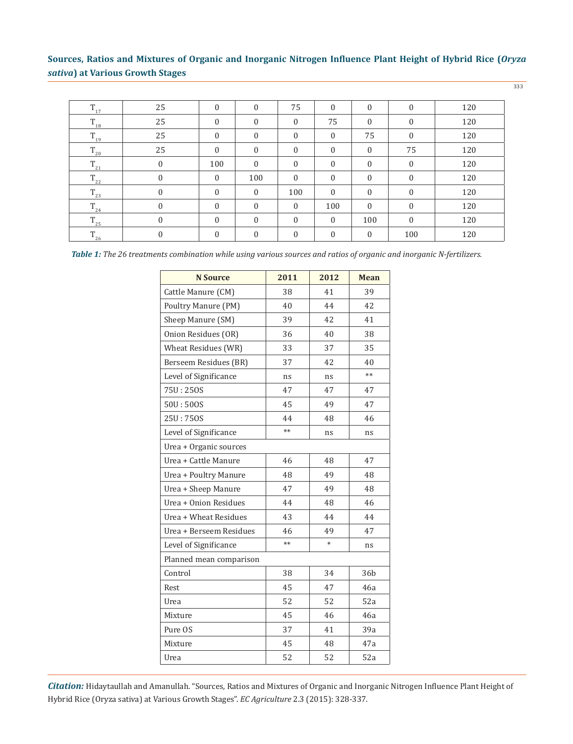| | | | | | | | | |
|---|---|---|---|---|---|---|---|---|
| $T_{17}$ | 25 | 0 | 0 | 75 | 0 | 0 | 0 | 120 |
| $T_{18}$ | 25 | 0 | 0 | 0 | 75 | 0 | 0 | 120 |
| $T_{19}$ | 25 | 0 | 0 | 0 | 0 | 75 | 0 | 120 |
| $T_{20}$ | 25 | 0 | 0 | 0 | 0 | 0 | 75 | 120 |
| $T_{21}$ | 0 | 100 | 0 | 0 | 0 | 0 | 0 | 120 |
| $T_{22}$ | 0 | 0 | 100 | 0 | 0 | 0 | 0 | 120 |
| $T_{23}$ | 0 | 0 | 0 | 100 | 0 | 0 | 0 | 120 |
| $T_{24}$ | 0 | 0 | 0 | 0 | 100 | 0 | 0 | 120 |
| $T_{25}$ | 0 | 0 | 0 | 0 | 0 | 100 | 0 | 120 |
| $T_{26}$ | 0 | 0 | 0 | 0 | 0 | 0 | 100 | 120 |

***Table 1:*** *The 26 treatments combination while using various sources and ratios of organic and inorganic N-fertilizers.*

| N Source | 2011 | 2012 | Mean |
|---|---|---|---|
| Cattle Manure (CM) | 38 | 41 | 39 |
| Poultry Manure (PM) | 40 | 44 | 42 |
| Sheep Manure (SM) | 39 | 42 | 41 |
| Onion Residues (OR) | 36 | 40 | 38 |
| Wheat Residues (WR) | 33 | 37 | 35 |
| Berseem Residues (BR) | 37 | 42 | 40 |
| Level of Significance | ns | ns | ** |
| 75U : 25OS | 47 | 47 | 47 |
| 50U : 50OS | 45 | 49 | 47 |
| 25U : 75OS | 44 | 48 | 46 |
| Level of Significance | ** | ns | ns |
| Urea + Organic sources | | | |
| Urea + Cattle Manure | 46 | 48 | 47 |
| Urea + Poultry Manure | 48 | 49 | 48 |
| Urea + Sheep Manure | 47 | 49 | 48 |
| Urea + Onion Residues | 44 | 48 | 46 |
| Urea + Wheat Residues | 43 | 44 | 44 |
| Urea + Berseem Residues | 46 | 49 | 47 |
| Level of Significance | ** | * | ns |
| Planned mean comparison | | | |
| Control | 38 | 34 | 36b |
| Rest | 45 | 47 | 46a |
| Urea | 52 | 52 | 52a |
| Mixture | 45 | 46 | 46a |
| Pure OS | 37 | 41 | 39a |
| Mixture | 45 | 48 | 47a |
| Urea | 52 | 52 | 52a |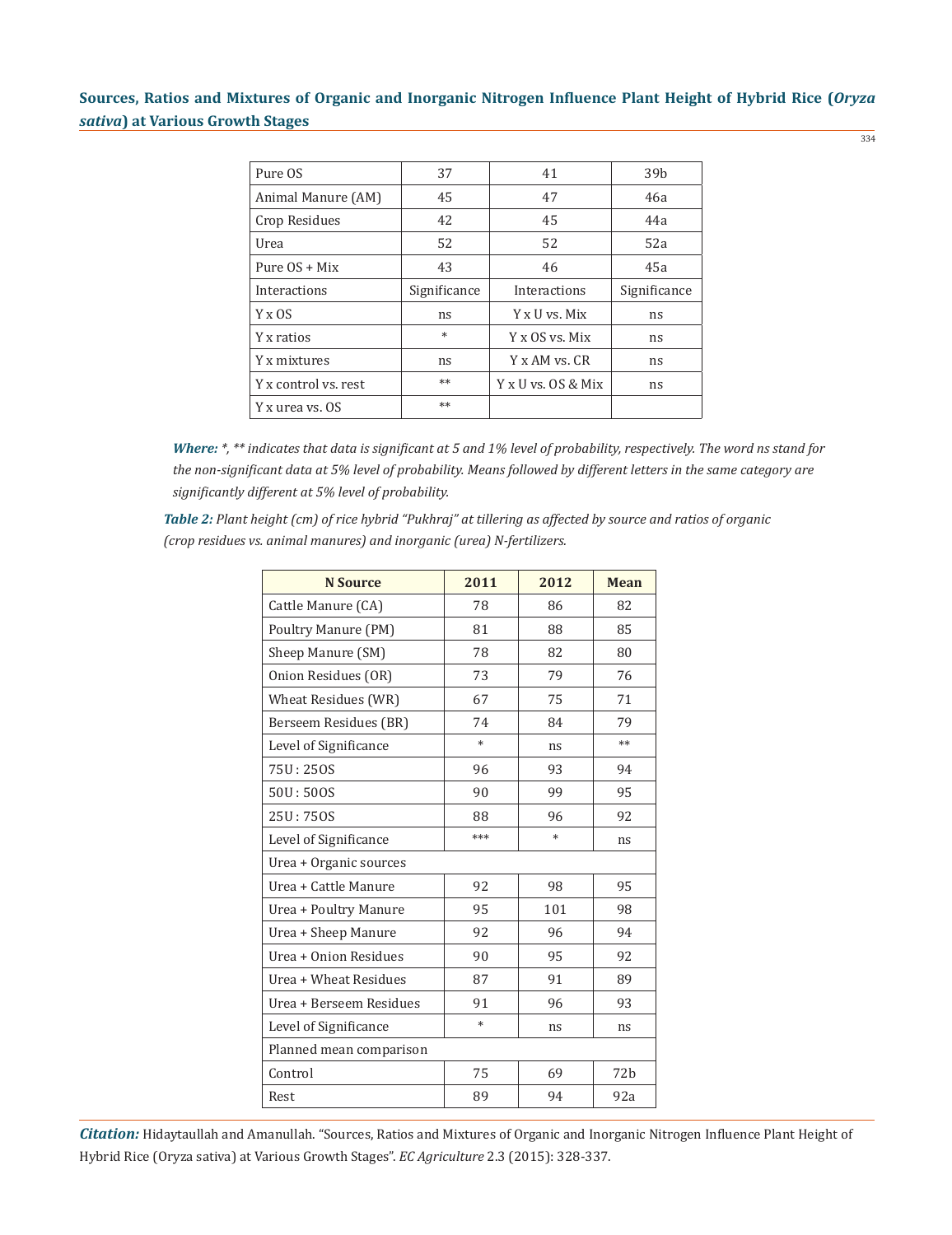| Pure OS | 37 | 41 | 39b |
|---|---|---|---|
| Animal Manure (AM) | 45 | 47 | 46a |
| Crop Residues | 42 | 45 | 44a |
| Urea | 52 | 52 | 52a |
| Pure OS + Mix | 43 | 46 | 45a |
| Interactions | Significance | Interactions | Significance |
| Y x OS | ns | Y x U vs. Mix | ns |
| Y x ratios | * | Y x OS vs. Mix | ns |
| Y x mixtures | ns | Y x AM vs. CR | ns |
| Y x control vs. rest | ** | Y x U vs. OS & Mix | ns |
| Y x urea vs. OS | ** | | |

***Where:*** *\*, \*\* indicates that data is significant at 5 and 1% level of probability, respectively. The word ns stand for the non-significant data at 5% level of probability. Means followed by different letters in the same category are significantly different at 5% level of probability.*

***Table 2:*** *Plant height (cm) of rice hybrid "Pukhraj" at tillering as affected by source and ratios of organic (crop residues vs. animal manures) and inorganic (urea) N-fertilizers.*

| N Source | 2011 | 2012 | Mean |
|---|---|---|---|
| Cattle Manure (CA) | 78 | 86 | 82 |
| Poultry Manure (PM) | 81 | 88 | 85 |
| Sheep Manure (SM) | 78 | 82 | 80 |
| Onion Residues (OR) | 73 | 79 | 76 |
| Wheat Residues (WR) | 67 | 75 | 71 |
| Berseem Residues (BR) | 74 | 84 | 79 |
| Level of Significance | * | ns | ** |
| 75U : 25OS | 96 | 93 | 94 |
| 50U : 50OS | 90 | 99 | 95 |
| 25U : 75OS | 88 | 96 | 92 |
| Level of Significance | *** | * | ns |
| Urea + Organic sources | | | |
| Urea + Cattle Manure | 92 | 98 | 95 |
| Urea + Poultry Manure | 95 | 101 | 98 |
| Urea + Sheep Manure | 92 | 96 | 94 |
| Urea + Onion Residues | 90 | 95 | 92 |
| Urea + Wheat Residues | 87 | 91 | 89 |
| Urea + Berseem Residues | 91 | 96 | 93 |
| Level of Significance | * | ns | ns |
| Planned mean comparison | | | |
| Control | 75 | 69 | 72b |
| Rest | 89 | 94 | 92a |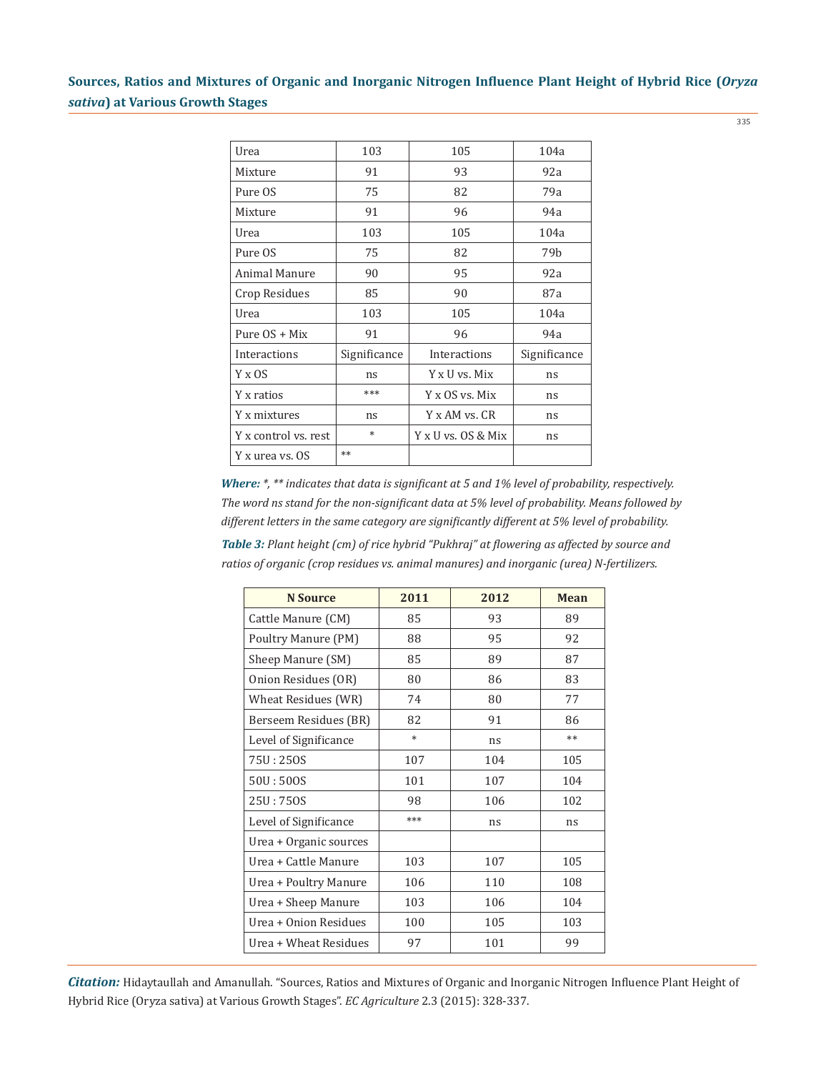| | | | |
|---|---|---|---|
| Urea | 103 | 105 | 104a |
| Mixture | 91 | 93 | 92a |
| Pure OS | 75 | 82 | 79a |
| Mixture | 91 | 96 | 94a |
| Urea | 103 | 105 | 104a |
| Pure OS | 75 | 82 | 79b |
| Animal Manure | 90 | 95 | 92a |
| Crop Residues | 85 | 90 | 87a |
| Urea | 103 | 105 | 104a |
| Pure OS + Mix | 91 | 96 | 94a |
| Interactions | Significance | Interactions | Significance |
| Y x OS | ns | Y x U vs. Mix | ns |
| Y x ratios | *** | Y x OS vs. Mix | ns |
| Y x mixtures | ns | Y x AM vs. CR | ns |
| Y x control vs. rest | * | Y x U vs. OS & Mix | ns |
| Y x urea vs. OS | ** | | |

***Where:*** *\*, \*\* indicates that data is significant at 5 and 1% level of probability, respectively. The word ns stand for the non-significant data at 5% level of probability. Means followed by different letters in the same category are significantly different at 5% level of probability.*

***Table 3:*** *Plant height (cm) of rice hybrid "Pukhraj" at flowering as affected by source and ratios of organic (crop residues vs. animal manures) and inorganic (urea) N-fertilizers.*

| N Source | 2011 | 2012 | Mean |
|---|---|---|---|
| Cattle Manure (CM) | 85 | 93 | 89 |
| Poultry Manure (PM) | 88 | 95 | 92 |
| Sheep Manure (SM) | 85 | 89 | 87 |
| Onion Residues (OR) | 80 | 86 | 83 |
| Wheat Residues (WR) | 74 | 80 | 77 |
| Berseem Residues (BR) | 82 | 91 | 86 |
| Level of Significance | * | ns | ** |
| 75U : 25OS | 107 | 104 | 105 |
| 50U : 50OS | 101 | 107 | 104 |
| 25U : 75OS | 98 | 106 | 102 |
| Level of Significance | *** | ns | ns |
| Urea + Organic sources | | | |
| Urea + Cattle Manure | 103 | 107 | 105 |
| Urea + Poultry Manure | 106 | 110 | 108 |
| Urea + Sheep Manure | 103 | 106 | 104 |
| Urea + Onion Residues | 100 | 105 | 103 |
| Urea + Wheat Residues | 97 | 101 | 99 |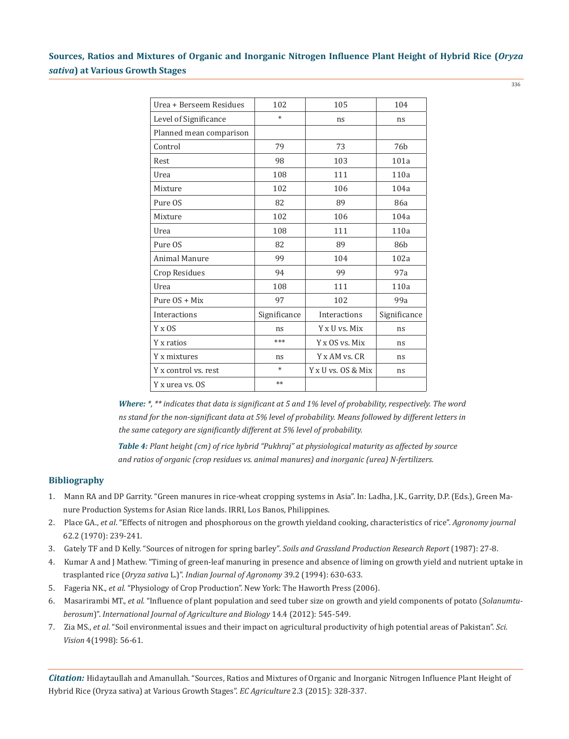| Urea + Berseem Residues | 102 | 105 | 104 |
|---|---|---|---|
| Level of Significance | * | ns | ns |
| Planned mean comparison | | | |
| Control | 79 | 73 | 76b |
| Rest | 98 | 103 | 101a |
| Urea | 108 | 111 | 110a |
| Mixture | 102 | 106 | 104a |
| Pure OS | 82 | 89 | 86a |
| Mixture | 102 | 106 | 104a |
| Urea | 108 | 111 | 110a |
| Pure OS | 82 | 89 | 86b |
| Animal Manure | 99 | 104 | 102a |
| Crop Residues | 94 | 99 | 97a |
| Urea | 108 | 111 | 110a |
| Pure OS + Mix | 97 | 102 | 99a |
| Interactions | Significance | Interactions | Significance |
| Y x OS | ns | Y x U vs. Mix | ns |
| Y x ratios | *** | Y x OS vs. Mix | ns |
| Y x mixtures | ns | Y x AM vs. CR | ns |
| Y x control vs. rest | * | Y x U vs. OS & Mix | ns |
| Y x urea vs. OS | ** | | |

***Where:*** *\*, \*\* indicates that data is significant at 5 and 1% level of probability, respectively. The word ns stand for the non-significant data at 5% level of probability. Means followed by different letters in the same category are significantly different at 5% level of probability.*

***Table 4:*** *Plant height (cm) of rice hybrid "Pukhraj" at physiological maturity as affected by source and ratios of organic (crop residues vs. animal manures) and inorganic (urea) N-fertilizers.*

## Bibliography

1. Mann RA and DP Garrity. "Green manures in rice-wheat cropping systems in Asia". In: Ladha, J.K., Garrity, D.P. (Eds.), Green Manure Production Systems for Asian Rice lands. IRRI, Los Banos, Philippines.
2. Place GA., *et al*. "Effects of nitrogen and phosphorous on the growth yieldand cooking, characteristics of rice". *Agronomy journal* 62.2 (1970): 239-241.
3. Gately TF and D Kelly. "Sources of nitrogen for spring barley". *Soils and Grassland Production Research Report* (1987): 27-8.
4. Kumar A and J Mathew. "Timing of green-leaf manuring in presence and absence of liming on growth yield and nutrient uptake in trasplanted rice (*Oryza sativa* L.)". *Indian Journal of Agronomy* 39.2 (1994): 630-633.
5. Fageria NK., *et al*. "Physiology of Crop Production". New York: The Haworth Press (2006).
6. Masarirambi MT., *et al*. "Influence of plant population and seed tuber size on growth and yield components of potato (*Solanumtuberosum*)". *International Journal of Agriculture and Biology* 14.4 (2012): 545-549.
7. Zia MS., *et al*. "Soil environmental issues and their impact on agricultural productivity of high potential areas of Pakistan". *Sci. Vision* 4(1998): 56-61.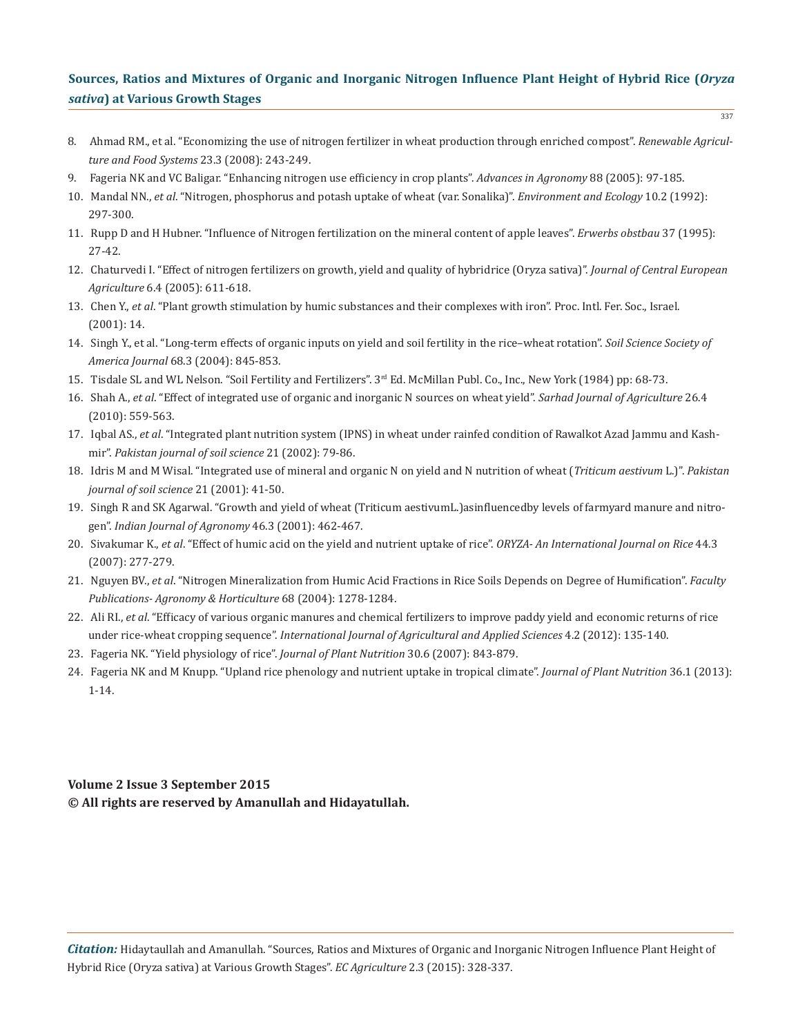8. Ahmad RM., et al. "Economizing the use of nitrogen fertilizer in wheat production through enriched compost". *Renewable Agriculture and Food Systems* 23.3 (2008): 243-249.
9. Fageria NK and VC Baligar. "Enhancing nitrogen use efficiency in crop plants". *Advances in Agronomy* 88 (2005): 97-185.
10. Mandal NN., *et al*. "Nitrogen, phosphorus and potash uptake of wheat (var. Sonalika)". *Environment and Ecology* 10.2 (1992): 297-300.
11. Rupp D and H Hubner. "Influence of Nitrogen fertilization on the mineral content of apple leaves". *Erwerbs obstbau* 37 (1995): 27-42.
12. Chaturvedi I. "Effect of nitrogen fertilizers on growth, yield and quality of hybridrice (Oryza sativa)". *Journal of Central European Agriculture* 6.4 (2005): 611-618.
13. Chen Y., *et al*. "Plant growth stimulation by humic substances and their complexes with iron". Proc. Intl. Fer. Soc., Israel. (2001): 14.
14. Singh Y., et al. "Long-term effects of organic inputs on yield and soil fertility in the rice–wheat rotation". *Soil Science Society of America Journal* 68.3 (2004): 845-853.
15. Tisdale SL and WL Nelson. "Soil Fertility and Fertilizers". 3rd Ed. McMillan Publ. Co., Inc., New York (1984) pp: 68-73.
16. Shah A., *et al*. "Effect of integrated use of organic and inorganic N sources on wheat yield". *Sarhad Journal of Agriculture* 26.4 (2010): 559-563.
17. Iqbal AS., *et al*. "Integrated plant nutrition system (IPNS) in wheat under rainfed condition of Rawalkot Azad Jammu and Kashmir". *Pakistan journal of soil science* 21 (2002): 79-86.
18. Idris M and M Wisal. "Integrated use of mineral and organic N on yield and N nutrition of wheat (*Triticum aestivum* L.)". *Pakistan journal of soil science* 21 (2001): 41-50.
19. Singh R and SK Agarwal. "Growth and yield of wheat (Triticum aestivumL.)asinfluencedby levels of farmyard manure and nitrogen". *Indian Journal of Agronomy* 46.3 (2001): 462-467.
20. Sivakumar K., *et al*. "Effect of humic acid on the yield and nutrient uptake of rice". *ORYZA- An International Journal on Rice* 44.3 (2007): 277-279.
21. Nguyen BV., *et al*. "Nitrogen Mineralization from Humic Acid Fractions in Rice Soils Depends on Degree of Humification". *Faculty Publications- Agronomy & Horticulture* 68 (2004): 1278-1284.
22. Ali RI., *et al*. "Efficacy of various organic manures and chemical fertilizers to improve paddy yield and economic returns of rice under rice-wheat cropping sequence". *International Journal of Agricultural and Applied Sciences* 4.2 (2012): 135-140.
23. Fageria NK. "Yield physiology of rice". *Journal of Plant Nutrition* 30.6 (2007): 843-879.
24. Fageria NK and M Knupp. "Upland rice phenology and nutrient uptake in tropical climate". *Journal of Plant Nutrition* 36.1 (2013): 1-14.

**Volume 2 Issue 3 September 2015**
**© All rights are reserved by Amanullah and Hidayatullah.**